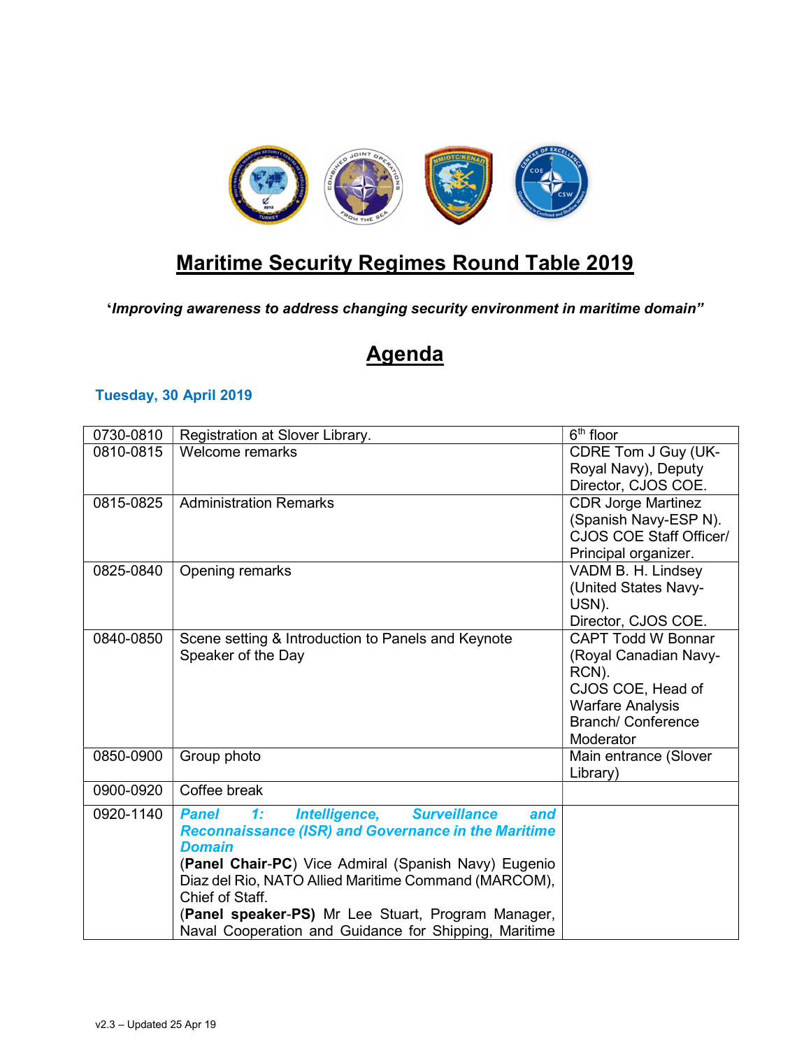# Maritime Security Regimes Round Table 2019

**'*Improving awareness to address changing security environment in maritime domain"***

## Agenda

### Tuesday, 30 April 2019

| | | |
|---|---|---|
| 0730-0810 | Registration at Slover Library. | 6th floor |
| 0810-0815 | Welcome remarks | CDRE Tom J Guy (UK-Royal Navy), Deputy Director, CJOS COE. |
| 0815-0825 | Administration Remarks | CDR Jorge Martinez (Spanish Navy-ESP N). CJOS COE Staff Officer/ Principal organizer. |
| 0825-0840 | Opening remarks | VADM B. H. Lindsey (United States Navy-USN). Director, CJOS COE. |
| 0840-0850 | Scene setting & Introduction to Panels and Keynote Speaker of the Day | CAPT Todd W Bonnar (Royal Canadian Navy-RCN). CJOS COE, Head of Warfare Analysis Branch/ Conference Moderator |
| 0850-0900 | Group photo | Main entrance (Slover Library) |
| 0900-0920 | Coffee break | |
| 0920-1140 | ***Panel 1: Intelligence, Surveillance and Reconnaissance (ISR) and Governance in the Maritime Domain*** (**Panel Chair-PC**) Vice Admiral (Spanish Navy) Eugenio Diaz del Rio, NATO Allied Maritime Command (MARCOM), Chief of Staff. (**Panel speaker-PS)** Mr Lee Stuart, Program Manager, Naval Cooperation and Guidance for Shipping, Maritime | |

v2.3 – Updated 25 Apr 19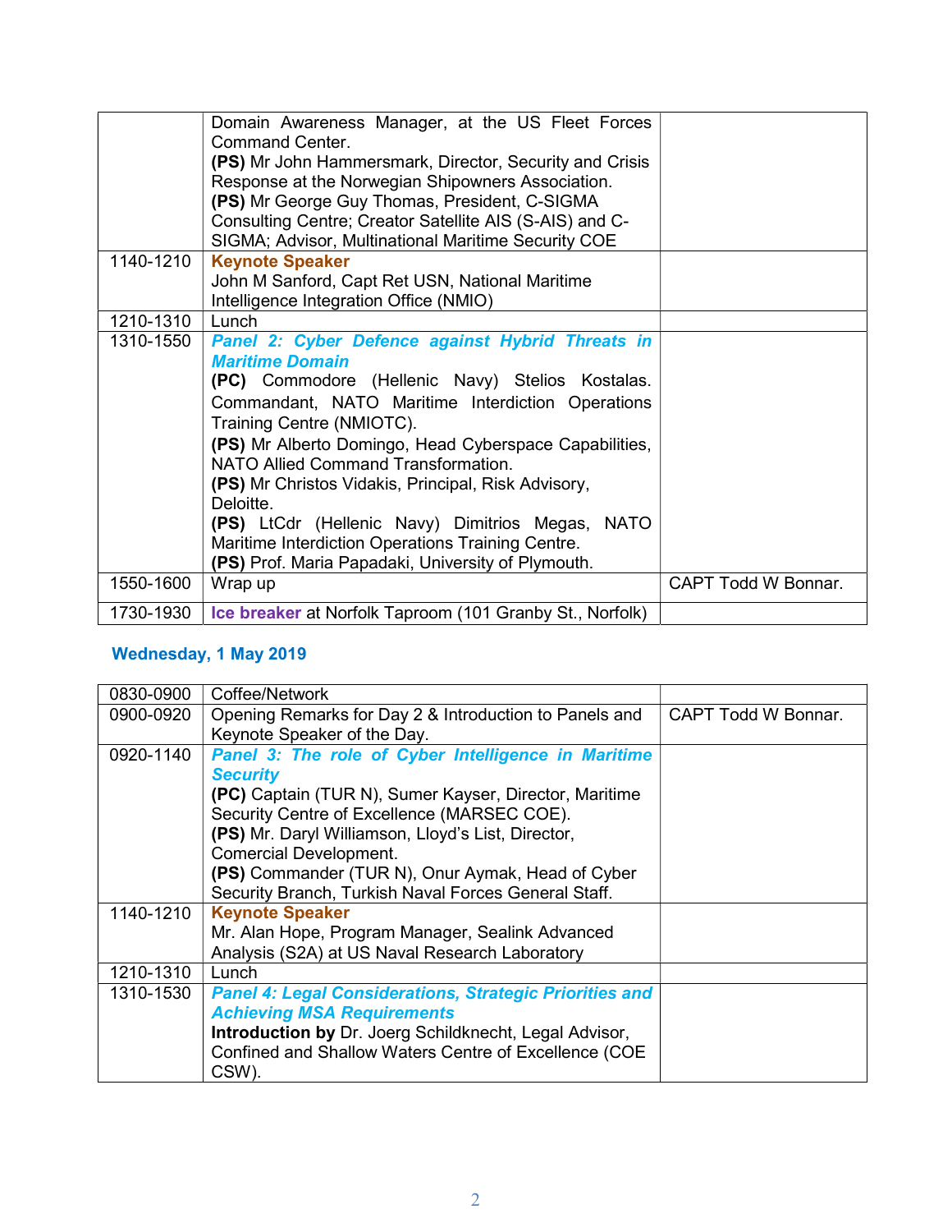| | | |
|---|---|---|
| | Domain Awareness Manager, at the US Fleet Forces Command Center.<br>**(PS)** Mr John Hammersmark, Director, Security and Crisis Response at the Norwegian Shipowners Association.<br>**(PS)** Mr George Guy Thomas, President, C-SIGMA Consulting Centre; Creator Satellite AIS (S-AIS) and C-SIGMA; Advisor, Multinational Maritime Security COE | |
| 1140-1210 | **Keynote Speaker**<br>John M Sanford, Capt Ret USN, National Maritime Intelligence Integration Office (NMIO) | |
| 1210-1310 | Lunch | |
| 1310-1550 | ***Panel 2: Cyber Defence against Hybrid Threats in Maritime Domain***<br>**(PC)** Commodore (Hellenic Navy) Stelios Kostalas. Commandant, NATO Maritime Interdiction Operations Training Centre (NMIOTC).<br>**(PS)** Mr Alberto Domingo, Head Cyberspace Capabilities, NATO Allied Command Transformation.<br>**(PS)** Mr Christos Vidakis, Principal, Risk Advisory, Deloitte.<br>**(PS)** LtCdr (Hellenic Navy) Dimitrios Megas, NATO Maritime Interdiction Operations Training Centre.<br>**(PS)** Prof. Maria Papadaki, University of Plymouth. | |
| 1550-1600 | Wrap up | CAPT Todd W Bonnar. |
| 1730-1930 | **Ice breaker** at Norfolk Taproom (101 Granby St., Norfolk) | |

## Wednesday, 1 May 2019

| | | |
|---|---|---|
| 0830-0900 | Coffee/Network | |
| 0900-0920 | Opening Remarks for Day 2 & Introduction to Panels and Keynote Speaker of the Day. | CAPT Todd W Bonnar. |
| 0920-1140 | ***Panel 3: The role of Cyber Intelligence in Maritime Security***<br>**(PC)** Captain (TUR N), Sumer Kayser, Director, Maritime Security Centre of Excellence (MARSEC COE).<br>**(PS)** Mr. Daryl Williamson, Lloyd's List, Director, Comercial Development.<br>**(PS)** Commander (TUR N), Onur Aymak, Head of Cyber Security Branch, Turkish Naval Forces General Staff. | |
| 1140-1210 | **Keynote Speaker**<br>Mr. Alan Hope, Program Manager, Sealink Advanced Analysis (S2A) at US Naval Research Laboratory | |
| 1210-1310 | Lunch | |
| 1310-1530 | ***Panel 4: Legal Considerations, Strategic Priorities and Achieving MSA Requirements***<br>**Introduction by** Dr. Joerg Schildknecht, Legal Advisor, Confined and Shallow Waters Centre of Excellence (COE CSW). | |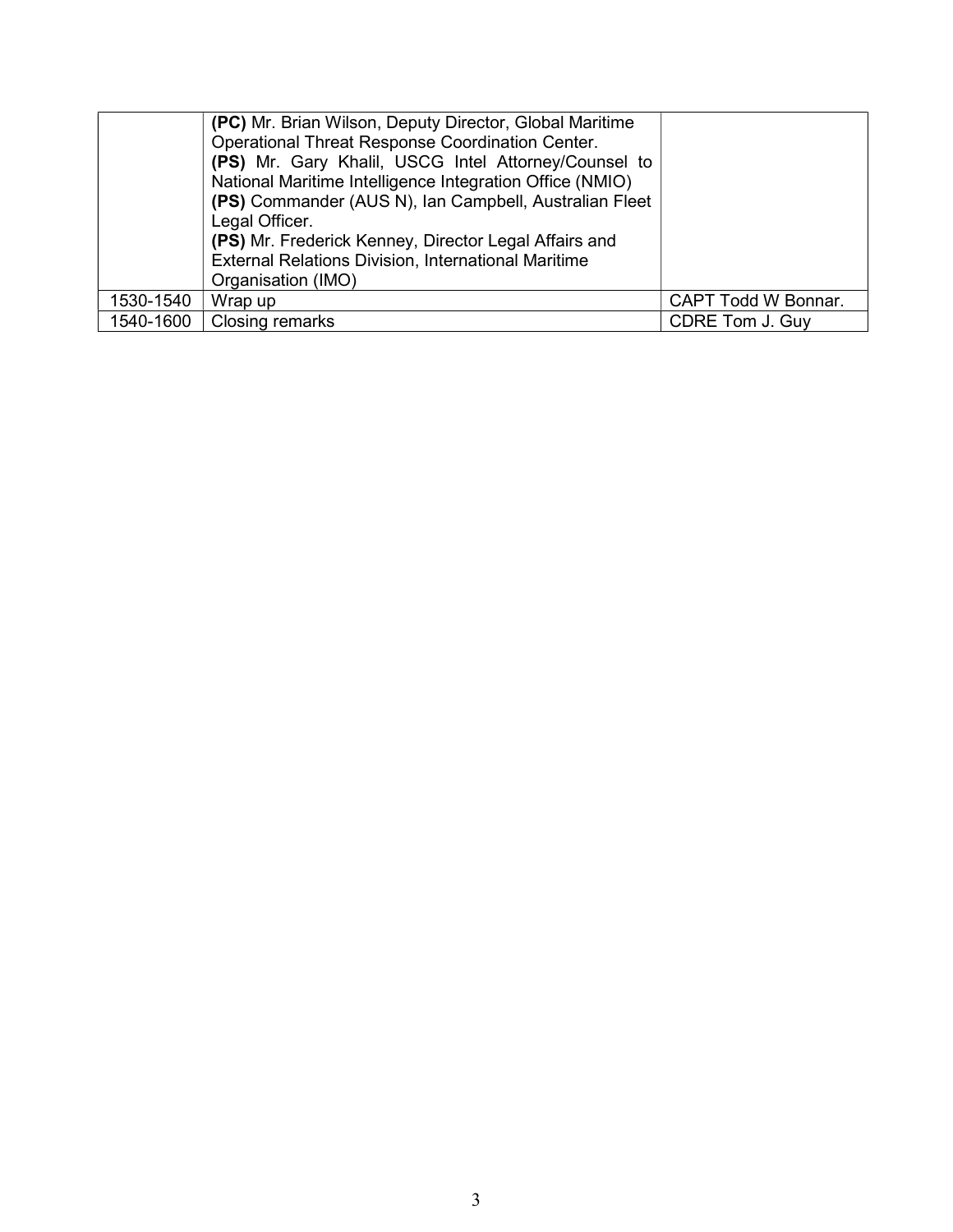| | | |
|---|---|---|
| | **(PC)** Mr. Brian Wilson, Deputy Director, Global Maritime Operational Threat Response Coordination Center.<br>**(PS)** Mr. Gary Khalil, USCG Intel Attorney/Counsel to National Maritime Intelligence Integration Office (NMIO)<br>**(PS)** Commander (AUS N), Ian Campbell, Australian Fleet Legal Officer.<br>**(PS)** Mr. Frederick Kenney, Director Legal Affairs and External Relations Division, International Maritime Organisation (IMO) | |
| 1530-1540 | Wrap up | CAPT Todd W Bonnar. |
| 1540-1600 | Closing remarks | CDRE Tom J. Guy |